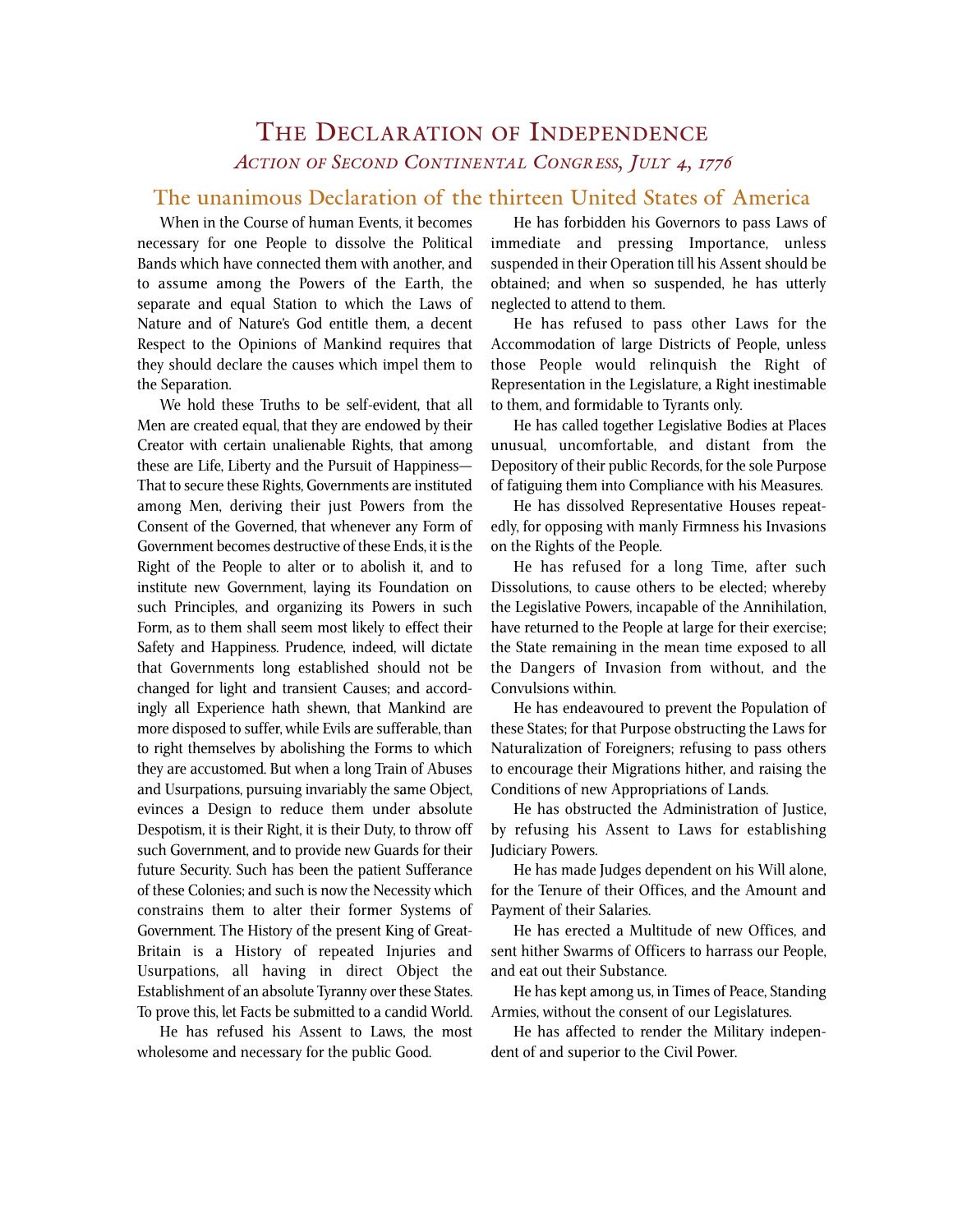# The Declaration of Independence

## *Action of Second Continental Congress, July 4, 1776*

## The unanimous Declaration of the thirteen United States of America

When in the Course of human Events, it becomes necessary for one People to dissolve the Political Bands which have connected them with another, and to assume among the Powers of the Earth, the separate and equal Station to which the Laws of Nature and of Nature's God entitle them, a decent Respect to the Opinions of Mankind requires that they should declare the causes which impel them to the Separation.

We hold these Truths to be self-evident, that all Men are created equal, that they are endowed by their Creator with certain unalienable Rights, that among these are Life, Liberty and the Pursuit of Happiness—That to secure these Rights, Governments are instituted among Men, deriving their just Powers from the Consent of the Governed, that whenever any Form of Government becomes destructive of these Ends, it is the Right of the People to alter or to abolish it, and to institute new Government, laying its Foundation on such Principles, and organizing its Powers in such Form, as to them shall seem most likely to effect their Safety and Happiness. Prudence, indeed, will dictate that Governments long established should not be changed for light and transient Causes; and accordingly all Experience hath shewn, that Mankind are more disposed to suffer, while Evils are sufferable, than to right themselves by abolishing the Forms to which they are accustomed. But when a long Train of Abuses and Usurpations, pursuing invariably the same Object, evinces a Design to reduce them under absolute Despotism, it is their Right, it is their Duty, to throw off such Government, and to provide new Guards for their future Security. Such has been the patient Sufferance of these Colonies; and such is now the Necessity which constrains them to alter their former Systems of Government. The History of the present King of Great-Britain is a History of repeated Injuries and Usurpations, all having in direct Object the Establishment of an absolute Tyranny over these States. To prove this, let Facts be submitted to a candid World.

He has refused his Assent to Laws, the most wholesome and necessary for the public Good.

He has forbidden his Governors to pass Laws of immediate and pressing Importance, unless suspended in their Operation till his Assent should be obtained; and when so suspended, he has utterly neglected to attend to them.

He has refused to pass other Laws for the Accommodation of large Districts of People, unless those People would relinquish the Right of Representation in the Legislature, a Right inestimable to them, and formidable to Tyrants only.

He has called together Legislative Bodies at Places unusual, uncomfortable, and distant from the Depository of their public Records, for the sole Purpose of fatiguing them into Compliance with his Measures.

He has dissolved Representative Houses repeatedly, for opposing with manly Firmness his Invasions on the Rights of the People.

He has refused for a long Time, after such Dissolutions, to cause others to be elected; whereby the Legislative Powers, incapable of the Annihilation, have returned to the People at large for their exercise; the State remaining in the mean time exposed to all the Dangers of Invasion from without, and the Convulsions within.

He has endeavoured to prevent the Population of these States; for that Purpose obstructing the Laws for Naturalization of Foreigners; refusing to pass others to encourage their Migrations hither, and raising the Conditions of new Appropriations of Lands.

He has obstructed the Administration of Justice, by refusing his Assent to Laws for establishing Judiciary Powers.

He has made Judges dependent on his Will alone, for the Tenure of their Offices, and the Amount and Payment of their Salaries.

He has erected a Multitude of new Offices, and sent hither Swarms of Officers to harrass our People, and eat out their Substance.

He has kept among us, in Times of Peace, Standing Armies, without the consent of our Legislatures.

He has affected to render the Military independent of and superior to the Civil Power.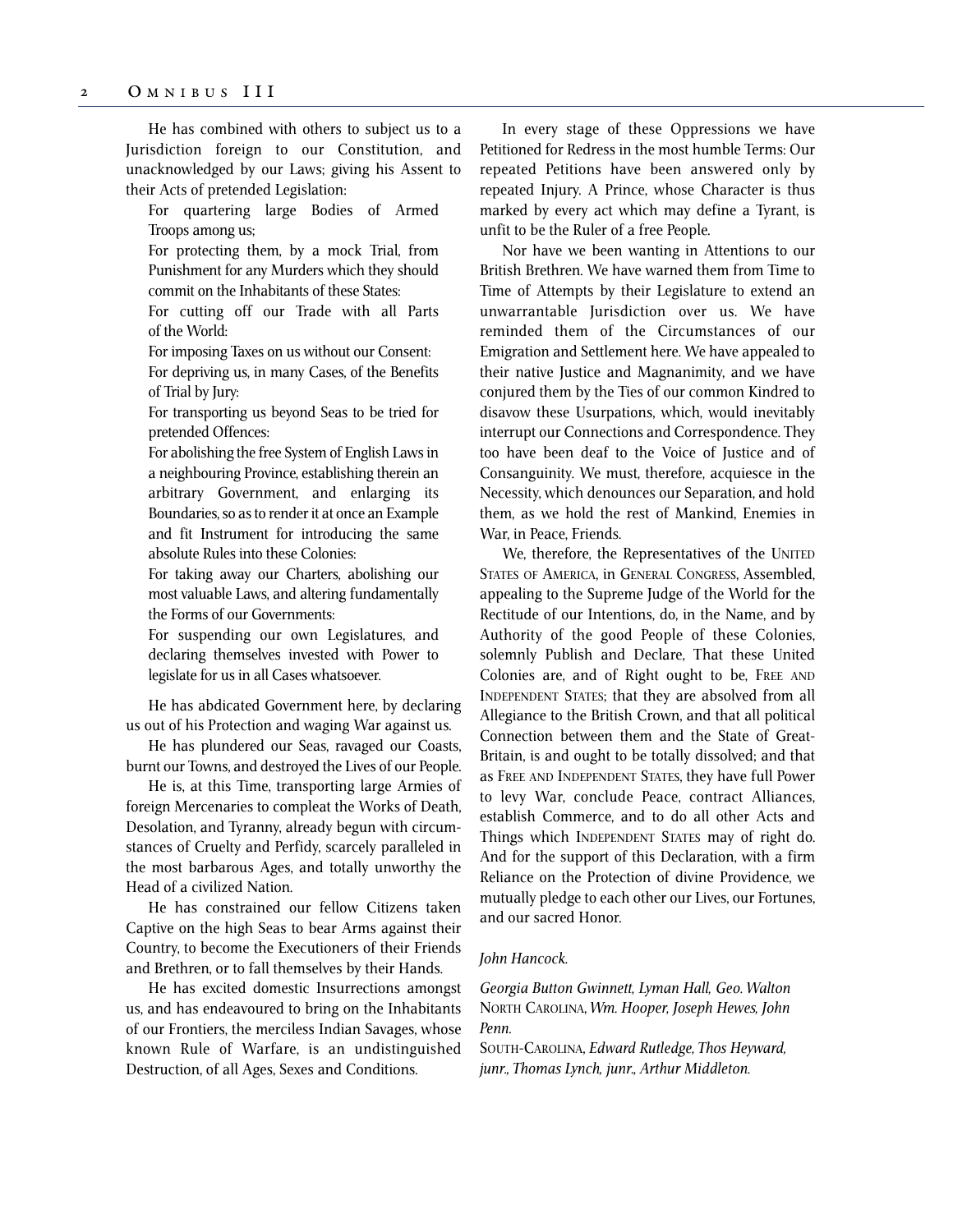He has combined with others to subject us to a Jurisdiction foreign to our Constitution, and unacknowledged by our Laws; giving his Assent to their Acts of pretended Legislation:

> For quartering large Bodies of Armed Troops among us;
>
> For protecting them, by a mock Trial, from Punishment for any Murders which they should commit on the Inhabitants of these States:
>
> For cutting off our Trade with all Parts of the World:
>
> For imposing Taxes on us without our Consent:
>
> For depriving us, in many Cases, of the Benefits of Trial by Jury:
>
> For transporting us beyond Seas to be tried for pretended Offences:
>
> For abolishing the free System of English Laws in a neighbouring Province, establishing therein an arbitrary Government, and enlarging its Boundaries, so as to render it at once an Example and fit Instrument for introducing the same absolute Rules into these Colonies:
>
> For taking away our Charters, abolishing our most valuable Laws, and altering fundamentally the Forms of our Governments:
>
> For suspending our own Legislatures, and declaring themselves invested with Power to legislate for us in all Cases whatsoever.

He has abdicated Government here, by declaring us out of his Protection and waging War against us.

He has plundered our Seas, ravaged our Coasts, burnt our Towns, and destroyed the Lives of our People.

He is, at this Time, transporting large Armies of foreign Mercenaries to compleat the Works of Death, Desolation, and Tyranny, already begun with circumstances of Cruelty and Perfidy, scarcely paralleled in the most barbarous Ages, and totally unworthy the Head of a civilized Nation.

He has constrained our fellow Citizens taken Captive on the high Seas to bear Arms against their Country, to become the Executioners of their Friends and Brethren, or to fall themselves by their Hands.

He has excited domestic Insurrections amongst us, and has endeavoured to bring on the Inhabitants of our Frontiers, the merciless Indian Savages, whose known Rule of Warfare, is an undistinguished Destruction, of all Ages, Sexes and Conditions.

In every stage of these Oppressions we have Petitioned for Redress in the most humble Terms: Our repeated Petitions have been answered only by repeated Injury. A Prince, whose Character is thus marked by every act which may define a Tyrant, is unfit to be the Ruler of a free People.

Nor have we been wanting in Attentions to our British Brethren. We have warned them from Time to Time of Attempts by their Legislature to extend an unwarrantable Jurisdiction over us. We have reminded them of the Circumstances of our Emigration and Settlement here. We have appealed to their native Justice and Magnanimity, and we have conjured them by the Ties of our common Kindred to disavow these Usurpations, which, would inevitably interrupt our Connections and Correspondence. They too have been deaf to the Voice of Justice and of Consanguinity. We must, therefore, acquiesce in the Necessity, which denounces our Separation, and hold them, as we hold the rest of Mankind, Enemies in War, in Peace, Friends.

We, therefore, the Representatives of the UNITED STATES OF AMERICA, in GENERAL CONGRESS, Assembled, appealing to the Supreme Judge of the World for the Rectitude of our Intentions, do, in the Name, and by Authority of the good People of these Colonies, solemnly Publish and Declare, That these United Colonies are, and of Right ought to be, FREE AND INDEPENDENT STATES; that they are absolved from all Allegiance to the British Crown, and that all political Connection between them and the State of Great-Britain, is and ought to be totally dissolved; and that as FREE AND INDEPENDENT STATES, they have full Power to levy War, conclude Peace, contract Alliances, establish Commerce, and to do all other Acts and Things which INDEPENDENT STATES may of right do. And for the support of this Declaration, with a firm Reliance on the Protection of divine Providence, we mutually pledge to each other our Lives, our Fortunes, and our sacred Honor.

*John Hancock.*

*Georgia Button Gwinnett, Lyman Hall, Geo. Walton*
NORTH CAROLINA, *Wm. Hooper, Joseph Hewes, John Penn.*
SOUTH-CAROLINA, *Edward Rutledge, Thos Heyward, junr., Thomas Lynch, junr., Arthur Middleton.*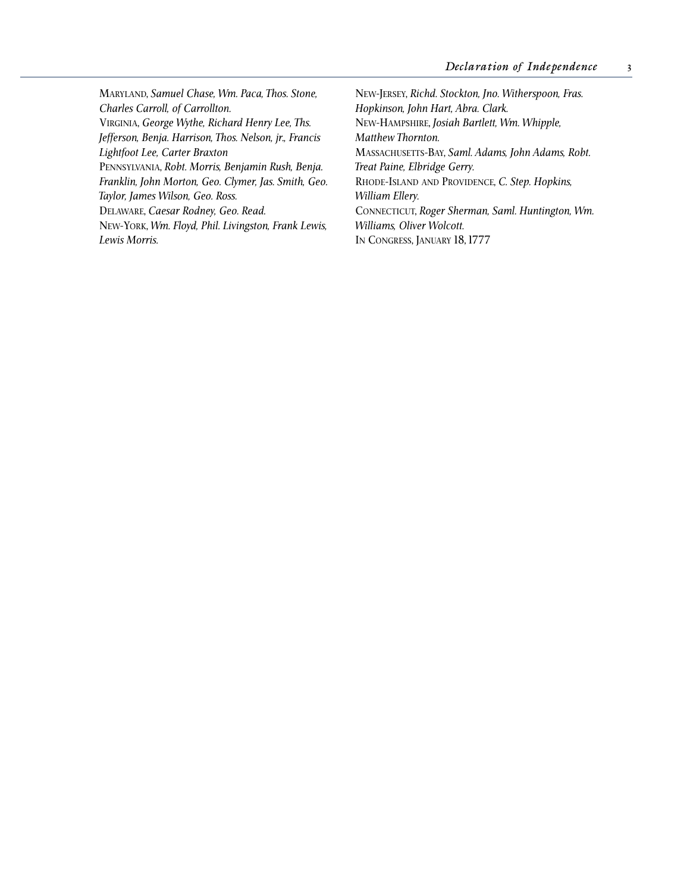MARYLAND, *Samuel Chase, Wm. Paca, Thos. Stone, Charles Carroll, of Carrollton.*
VIRGINIA, *George Wythe, Richard Henry Lee, Ths. Jefferson, Benja. Harrison, Thos. Nelson, jr., Francis Lightfoot Lee, Carter Braxton*
PENNSYLVANIA, *Robt. Morris, Benjamin Rush, Benja. Franklin, John Morton, Geo. Clymer, Jas. Smith, Geo. Taylor, James Wilson, Geo. Ross.*
DELAWARE, *Caesar Rodney, Geo. Read.*
NEW-YORK, *Wm. Floyd, Phil. Livingston, Frank Lewis, Lewis Morris.*
NEW-JERSEY, *Richd. Stockton, Jno. Witherspoon, Fras. Hopkinson, John Hart, Abra. Clark.*
NEW-HAMPSHIRE, *Josiah Bartlett, Wm. Whipple, Matthew Thornton.*
MASSACHUSETTS-BAY, *Saml. Adams, John Adams, Robt. Treat Paine, Elbridge Gerry.*
RHODE-ISLAND AND PROVIDENCE, *C. Step. Hopkins, William Ellery.*
CONNECTICUT, *Roger Sherman, Saml. Huntington, Wm. Williams, Oliver Wolcott.*
IN CONGRESS, JANUARY 18, 1777